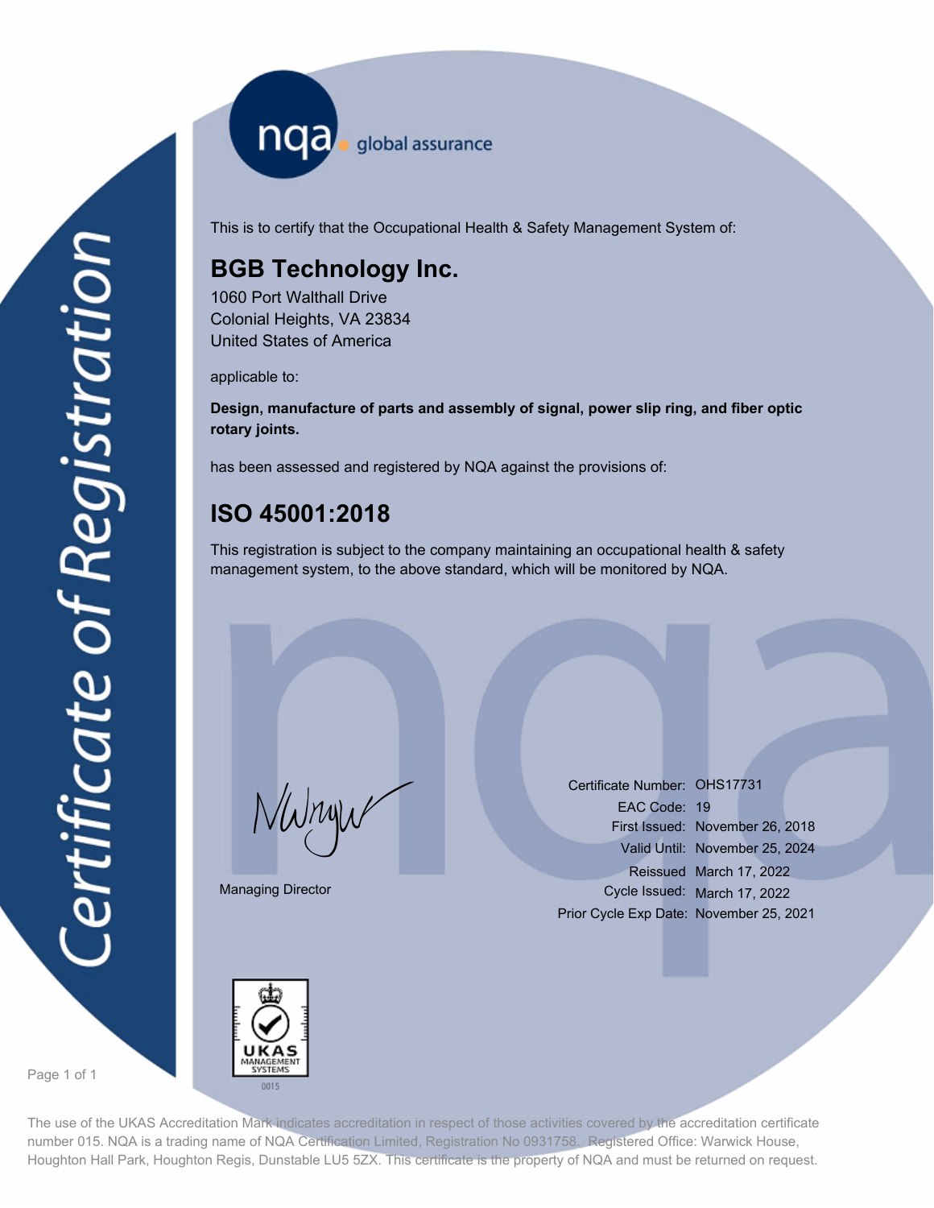Certificate of Registration

nqa global assurance

This is to certify that the Occupational Health & Safety Management System of:

## BGB Technology Inc.

1060 Port Walthall Drive
Colonial Heights, VA 23834
United States of America

applicable to:

**Design, manufacture of parts and assembly of signal, power slip ring, and fiber optic rotary joints.**

has been assessed and registered by NQA against the provisions of:

## ISO 45001:2018

This registration is subject to the company maintaining an occupational health & safety management system, to the above standard, which will be monitored by NQA.

Managing Director

| | |
|---|---|
| Certificate Number: | OHS17731 |
| EAC Code: | 19 |
| First Issued: | November 26, 2018 |
| Valid Until: | November 25, 2024 |
| Reissued | March 17, 2022 |
| Cycle Issued: | March 17, 2022 |
| Prior Cycle Exp Date: | November 25, 2021 |

UKAS MANAGEMENT SYSTEMS 0015

The use of the UKAS Accreditation Mark indicates accreditation in respect of those activities covered by the accreditation certificate number 015. NQA is a trading name of NQA Certification Limited, Registration No 0931758. Registered Office: Warwick House, Houghton Hall Park, Houghton Regis, Dunstable LU5 5ZX. This certificate is the property of NQA and must be returned on request.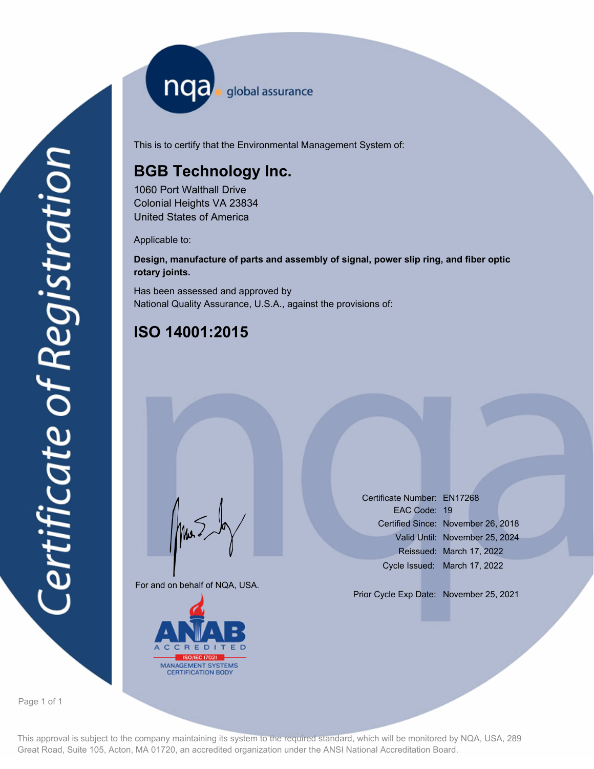# Certificate of Registration

nqa global assurance

This is to certify that the Environmental Management System of:

## BGB Technology Inc.

1060 Port Walthall Drive
Colonial Heights VA 23834
United States of America

Applicable to:

**Design, manufacture of parts and assembly of signal, power slip ring, and fiber optic rotary joints.**

Has been assessed and approved by
National Quality Assurance, U.S.A., against the provisions of:

## ISO 14001:2015

For and on behalf of NQA, USA.

Certificate Number: EN17268
EAC Code: 19
Certified Since: November 26, 2018
Valid Until: November 25, 2024
Reissued: March 17, 2022
Cycle Issued: March 17, 2022

Prior Cycle Exp Date: November 25, 2021

ANAB ACCREDITED
ISO/IEC 17021
MANAGEMENT SYSTEMS CERTIFICATION BODY

This approval is subject to the company maintaining its system to the required standard, which will be monitored by NQA, USA, 289 Great Road, Suite 105, Acton, MA 01720, an accredited organization under the ANSI National Accreditation Board.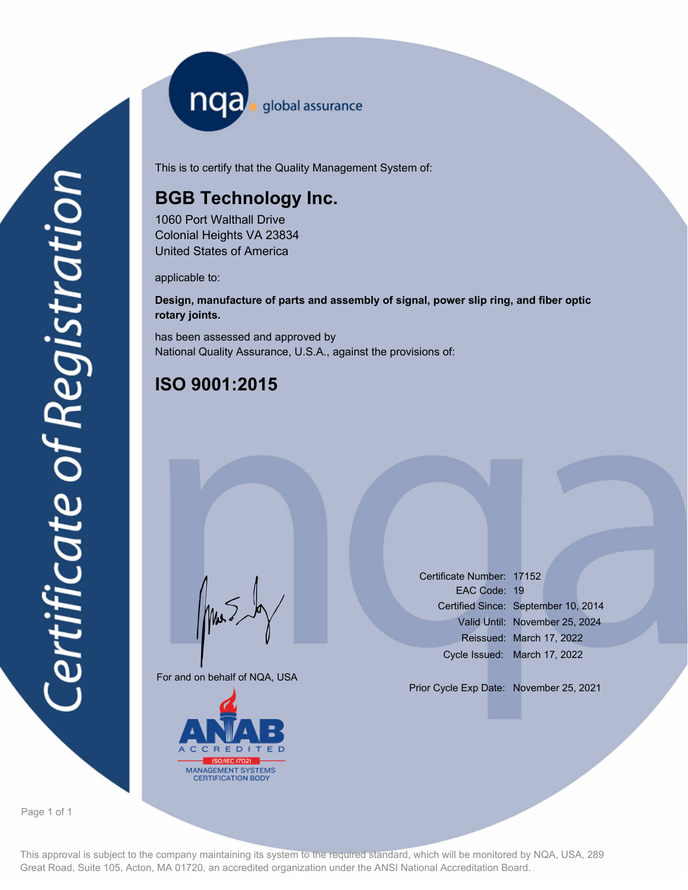Certificate of Registration

nqa global assurance

This is to certify that the Quality Management System of:

## BGB Technology Inc.

1060 Port Walthall Drive
Colonial Heights VA 23834
United States of America

applicable to:

**Design, manufacture of parts and assembly of signal, power slip ring, and fiber optic rotary joints.**

has been assessed and approved by
National Quality Assurance, U.S.A., against the provisions of:

## ISO 9001:2015

For and on behalf of NQA, USA

| | |
|---|---|
| Certificate Number: | 17152 |
| EAC Code: | 19 |
| Certified Since: | September 10, 2014 |
| Valid Until: | November 25, 2024 |
| Reissued: | March 17, 2022 |
| Cycle Issued: | March 17, 2022 |
| Prior Cycle Exp Date: | November 25, 2021 |

ANAB ACCREDITED
ISO/IEC 17021
MANAGEMENT SYSTEMS CERTIFICATION BODY

This approval is subject to the company maintaining its system to the required standard, which will be monitored by NQA, USA, 289 Great Road, Suite 105, Acton, MA 01720, an accredited organization under the ANSI National Accreditation Board.